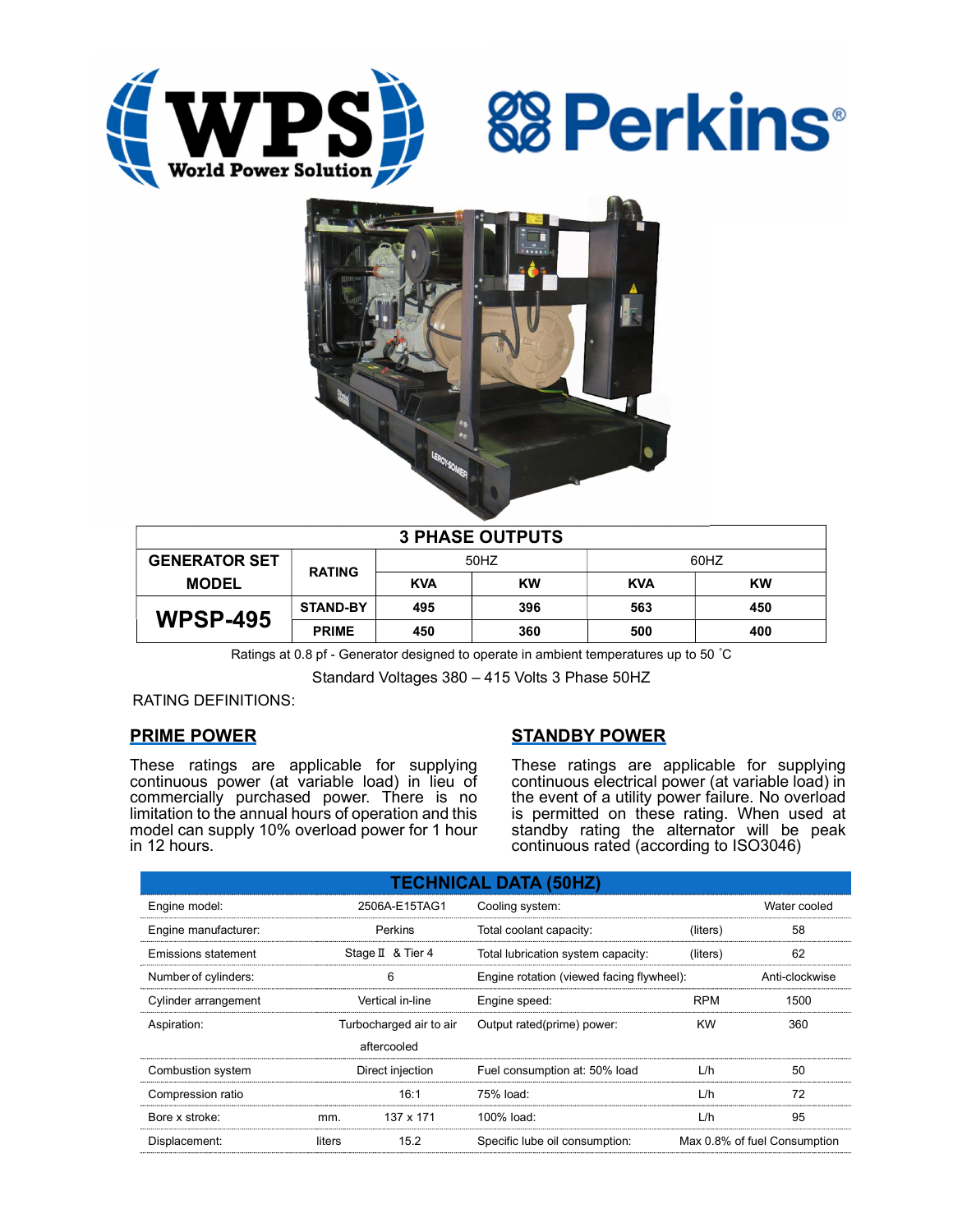WPS World Power Solution

Perkins®

| 3 PHASE OUTPUTS | | | | | |
|---|---|---|---|---|---|
| GENERATOR SET MODEL | RATING | 50HZ | | 60HZ | |
| | | KVA | KW | KVA | KW |
| WPSP-495 | STAND-BY | 495 | 396 | 563 | 450 |
| | PRIME | 450 | 360 | 500 | 400 |

Ratings at 0.8 pf - Generator designed to operate in ambient temperatures up to 50 ˚C

Standard Voltages 380 – 415 Volts 3 Phase 50HZ

RATING DEFINITIONS:

## PRIME POWER

These ratings are applicable for supplying continuous power (at variable load) in lieu of commercially purchased power. There is no limitation to the annual hours of operation and this model can supply 10% overload power for 1 hour in 12 hours.

## STANDBY POWER

These ratings are applicable for supplying continuous electrical power (at variable load) in the event of a utility power failure. No overload is permitted on these rating. When used at standby rating the alternator will be peak continuous rated (according to ISO3046)

| TECHNICAL DATA (50HZ) | | | | | |
|---|---|---|---|---|---|
| Engine model: | | 2506A-E15TAG1 | Cooling system: | | Water cooled |
| Engine manufacturer: | | Perkins | Total coolant capacity: | (liters) | 58 |
| Emissions statement | | Stage Ⅱ & Tier 4 | Total lubrication system capacity: | (liters) | 62 |
| Number of cylinders: | | 6 | Engine rotation (viewed facing flywheel): | | Anti-clockwise |
| Cylinder arrangement | | Vertical in-line | Engine speed: | RPM | 1500 |
| Aspiration: | | Turbocharged air to air aftercooled | Output rated(prime) power: | KW | 360 |
| Combustion system | | Direct injection | Fuel consumption at: 50% load | L/h | 50 |
| Compression ratio | | 16:1 | 75% load: | L/h | 72 |
| Bore x stroke: | mm. | 137 x 171 | 100% load: | L/h | 95 |
| Displacement: | liters | 15.2 | Specific lube oil consumption: | | Max 0.8% of fuel Consumption |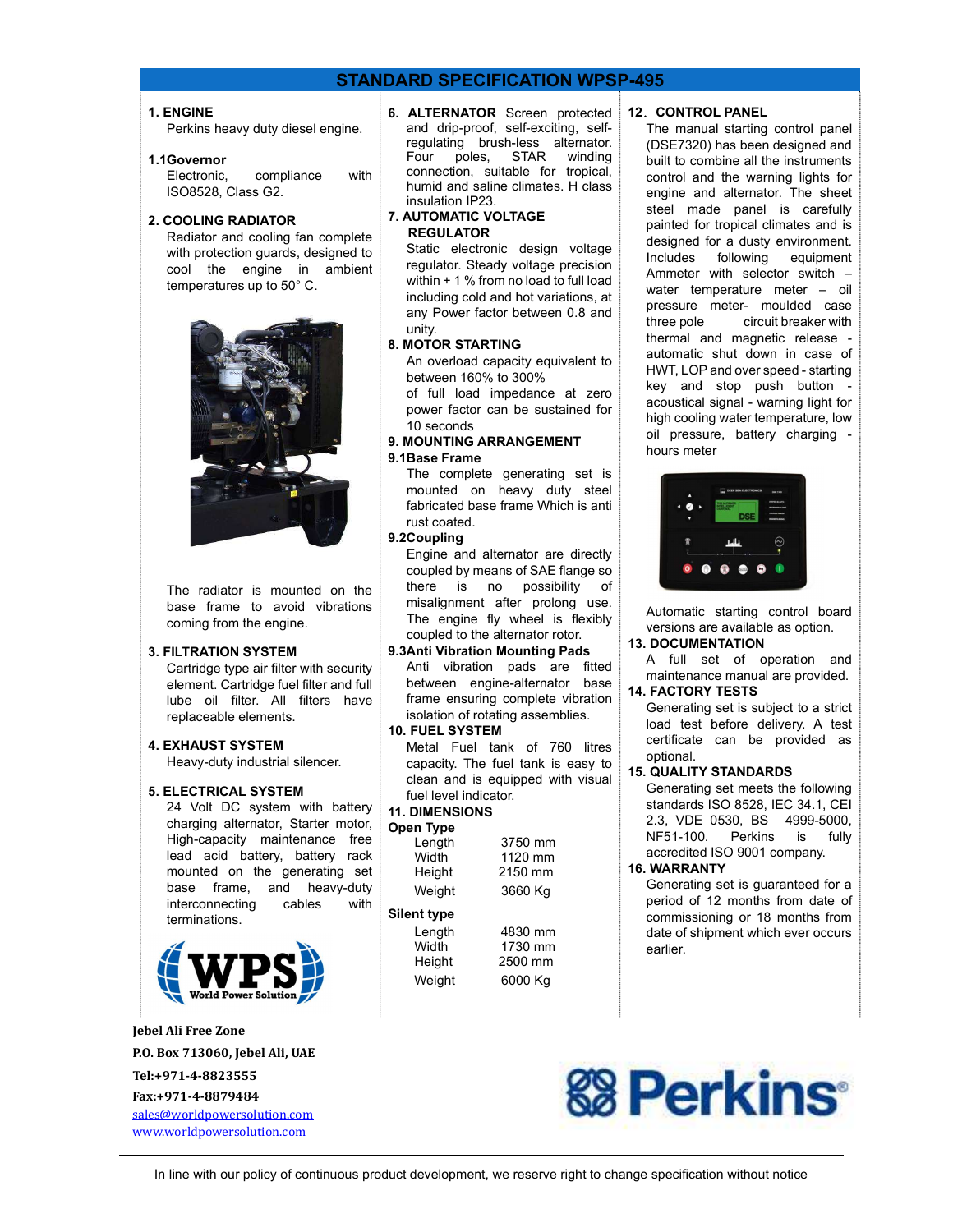## STANDARD SPECIFICATION WPSP-495

**1. ENGINE**

Perkins heavy duty diesel engine.

**1.1Governor**

Electronic, compliance with ISO8528, Class G2.

**2. COOLING RADIATOR**

Radiator and cooling fan complete with protection guards, designed to cool the engine in ambient temperatures up to 50° C.

The radiator is mounted on the base frame to avoid vibrations coming from the engine.

**3. FILTRATION SYSTEM**

Cartridge type air filter with security element. Cartridge fuel filter and full lube oil filter. All filters have replaceable elements.

**4. EXHAUST SYSTEM**

Heavy-duty industrial silencer.

**5. ELECTRICAL SYSTEM**

24 Volt DC system with battery charging alternator, Starter motor, High-capacity maintenance free lead acid battery, battery rack mounted on the generating set base frame, and heavy-duty interconnecting cables with terminations.

**6. ALTERNATOR** Screen protected and drip-proof, self-exciting, self-regulating brush-less alternator. Four poles, STAR winding connection, suitable for tropical, humid and saline climates. H class insulation IP23.

**7. AUTOMATIC VOLTAGE REGULATOR**

Static electronic design voltage regulator. Steady voltage precision within + 1 % from no load to full load including cold and hot variations, at any Power factor between 0.8 and unity.

**8. MOTOR STARTING**

An overload capacity equivalent to between 160% to 300% of full load impedance at zero power factor can be sustained for 10 seconds

**9. MOUNTING ARRANGEMENT**

**9.1Base Frame**

The complete generating set is mounted on heavy duty steel fabricated base frame Which is anti rust coated.

**9.2Coupling**

Engine and alternator are directly coupled by means of SAE flange so there is no possibility of misalignment after prolong use. The engine fly wheel is flexibly coupled to the alternator rotor.

**9.3Anti Vibration Mounting Pads**

Anti vibration pads are fitted between engine-alternator base frame ensuring complete vibration isolation of rotating assemblies.

**10. FUEL SYSTEM**

Metal Fuel tank of 760 litres capacity. The fuel tank is easy to clean and is equipped with visual fuel level indicator.

**11. DIMENSIONS**

**Open Type**

| | |
|---|---|
| Length | 3750 mm |
| Width | 1120 mm |
| Height | 2150 mm |
| Weight | 3660 Kg |

**Silent type**

| | |
|---|---|
| Length | 4830 mm |
| Width | 1730 mm |
| Height | 2500 mm |
| Weight | 6000 Kg |

**12. CONTROL PANEL**

The manual starting control panel (DSE7320) has been designed and built to combine all the instruments control and the warning lights for engine and alternator. The sheet steel made panel is carefully painted for tropical climates and is designed for a dusty environment. Includes following equipment Ammeter with selector switch – water temperature meter – oil pressure meter- moulded case three pole circuit breaker with thermal and magnetic release - automatic shut down in case of HWT, LOP and over speed - starting key and stop push button - acoustical signal - warning light for high cooling water temperature, low oil pressure, battery charging - hours meter

Automatic starting control board versions are available as option.

**13. DOCUMENTATION**

A full set of operation and maintenance manual are provided.

**14. FACTORY TESTS**

Generating set is subject to a strict load test before delivery. A test certificate can be provided as optional.

**15. QUALITY STANDARDS**

Generating set meets the following standards ISO 8528, IEC 34.1, CEI 2.3, VDE 0530, BS 4999-5000, NF51-100. Perkins is fully accredited ISO 9001 company.

**16. WARRANTY**

Generating set is guaranteed for a period of 12 months from date of commissioning or 18 months from date of shipment which ever occurs earlier.

WPS World Power Solution

**Jebel Ali Free Zone**
**P.O. Box 713060, Jebel Ali, UAE**
**Tel:+971-4-8823555**
**Fax:+971-4-8879484**
sales@worldpowersolution.com
www.worldpowersolution.com

Perkins

In line with our policy of continuous product development, we reserve right to change specification without notice